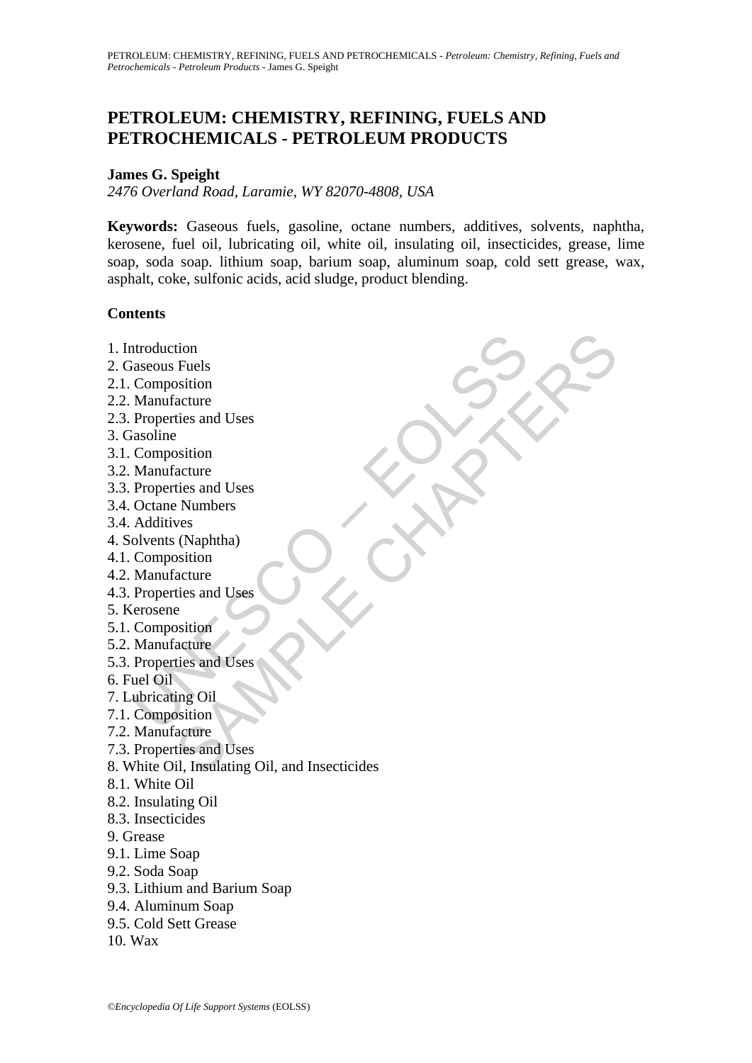# PETROLEUM: CHEMISTRY, REFINING, FUELS AND PETROCHEMICALS - PETROLEUM PRODUCTS

**James G. Speight**

*2476 Overland Road, Laramie, WY 82070-4808, USA*

**Keywords:** Gaseous fuels, gasoline, octane numbers, additives, solvents, naphtha, kerosene, fuel oil, lubricating oil, white oil, insulating oil, insecticides, grease, lime soap, soda soap. lithium soap, barium soap, aluminum soap, cold sett grease, wax, asphalt, coke, sulfonic acids, acid sludge, product blending.

## Contents

1. Introduction
2. Gaseous Fuels
2.1. Composition
2.2. Manufacture
2.3. Properties and Uses
3. Gasoline
3.1. Composition
3.2. Manufacture
3.3. Properties and Uses
3.4. Octane Numbers
3.4. Additives
4. Solvents (Naphtha)
4.1. Composition
4.2. Manufacture
4.3. Properties and Uses
5. Kerosene
5.1. Composition
5.2. Manufacture
5.3. Properties and Uses
6. Fuel Oil
7. Lubricating Oil
7.1. Composition
7.2. Manufacture
7.3. Properties and Uses
8. White Oil, Insulating Oil, and Insecticides
8.1. White Oil
8.2. Insulating Oil
8.3. Insecticides
9. Grease
9.1. Lime Soap
9.2. Soda Soap
9.3. Lithium and Barium Soap
9.4. Aluminum Soap
9.5. Cold Sett Grease
10. Wax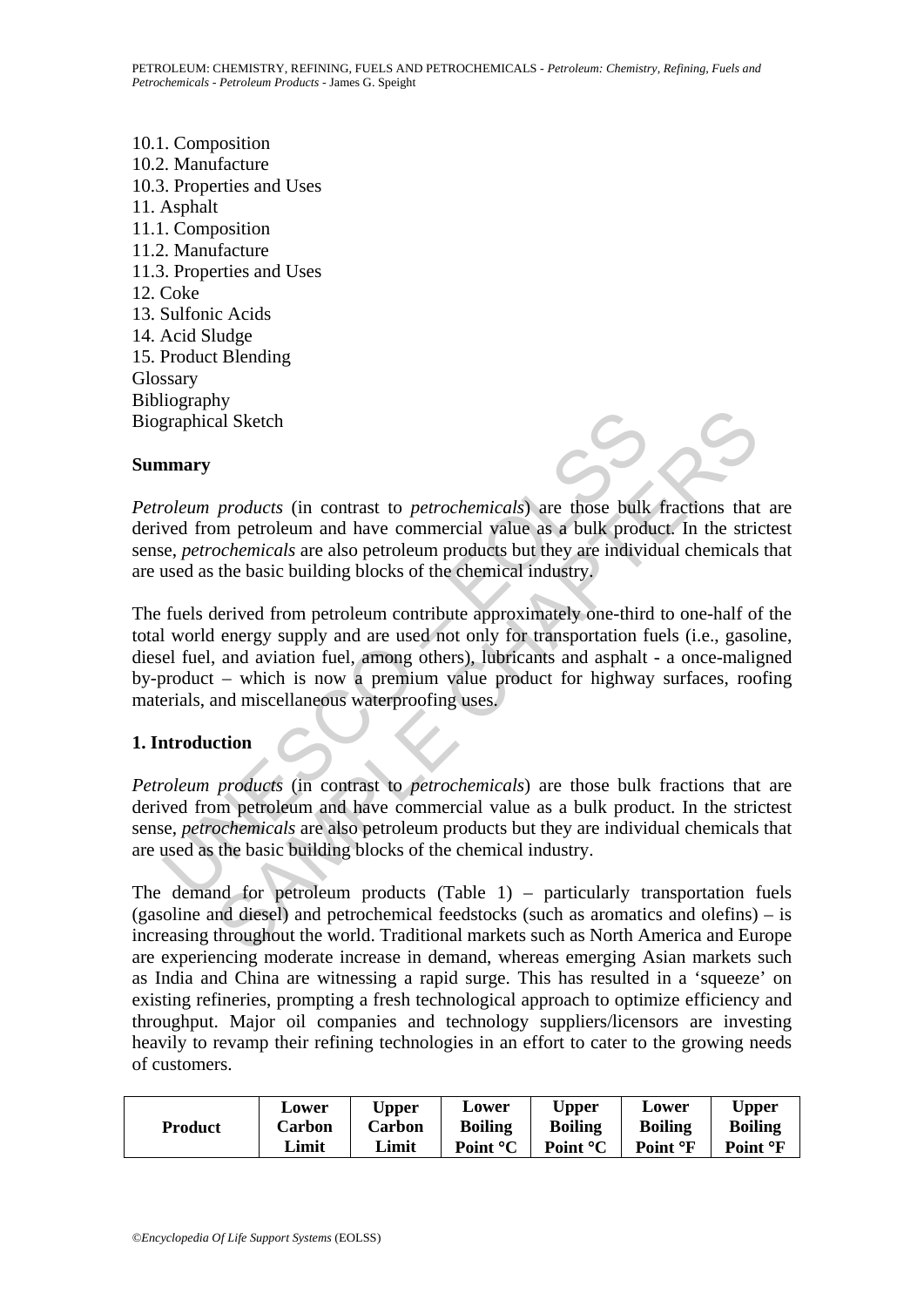10.1. Composition
10.2. Manufacture
10.3. Properties and Uses
11. Asphalt
11.1. Composition
11.2. Manufacture
11.3. Properties and Uses
12. Coke
13. Sulfonic Acids
14. Acid Sludge
15. Product Blending
Glossary
Bibliography
Biographical Sketch

**Summary**

*Petroleum products* (in contrast to *petrochemicals*) are those bulk fractions that are derived from petroleum and have commercial value as a bulk product. In the strictest sense, *petrochemicals* are also petroleum products but they are individual chemicals that are used as the basic building blocks of the chemical industry.

The fuels derived from petroleum contribute approximately one-third to one-half of the total world energy supply and are used not only for transportation fuels (i.e., gasoline, diesel fuel, and aviation fuel, among others), lubricants and asphalt - a once-maligned by-product – which is now a premium value product for highway surfaces, roofing materials, and miscellaneous waterproofing uses.

## 1. Introduction

*Petroleum products* (in contrast to *petrochemicals*) are those bulk fractions that are derived from petroleum and have commercial value as a bulk product. In the strictest sense, *petrochemicals* are also petroleum products but they are individual chemicals that are used as the basic building blocks of the chemical industry.

The demand for petroleum products (Table 1) – particularly transportation fuels (gasoline and diesel) and petrochemical feedstocks (such as aromatics and olefins) – is increasing throughout the world. Traditional markets such as North America and Europe are experiencing moderate increase in demand, whereas emerging Asian markets such as India and China are witnessing a rapid surge. This has resulted in a 'squeeze' on existing refineries, prompting a fresh technological approach to optimize efficiency and throughput. Major oil companies and technology suppliers/licensors are investing heavily to revamp their refining technologies in an effort to cater to the growing needs of customers.

| Product | Lower Carbon Limit | Upper Carbon Limit | Lower Boiling Point °C | Upper Boiling Point °C | Lower Boiling Point °F | Upper Boiling Point °F |
|---|---|---|---|---|---|---|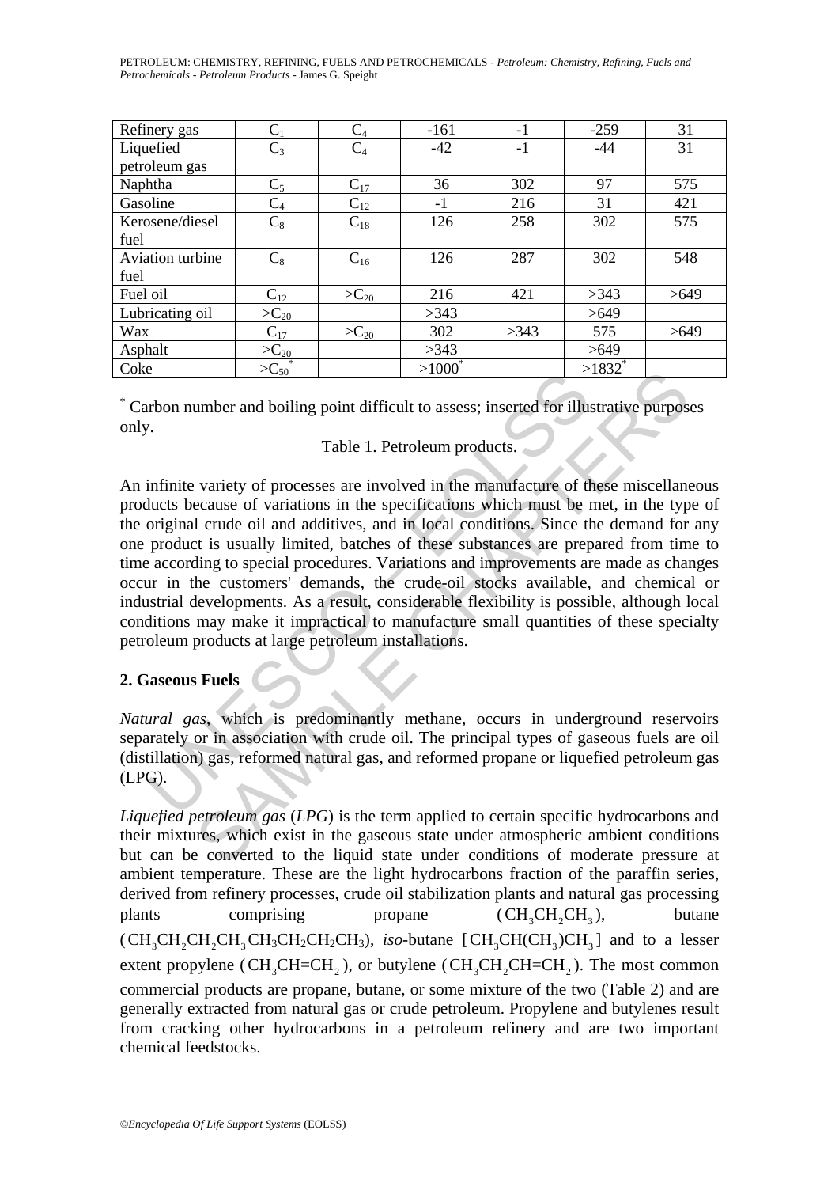| | | | | | | |
|---|---|---|---|---|---|---|
| Refinery gas | $C_1$ | $C_4$ | -161 | -1 | -259 | 31 |
| Liquefied petroleum gas | $C_3$ | $C_4$ | -42 | -1 | -44 | 31 |
| Naphtha | $C_5$ | $C_{17}$ | 36 | 302 | 97 | 575 |
| Gasoline | $C_4$ | $C_{12}$ | -1 | 216 | 31 | 421 |
| Kerosene/diesel fuel | $C_8$ | $C_{18}$ | 126 | 258 | 302 | 575 |
| Aviation turbine fuel | $C_8$ | $C_{16}$ | 126 | 287 | 302 | 548 |
| Fuel oil | $C_{12}$ | $>C_{20}$ | 216 | 421 | >343 | >649 |
| Lubricating oil | $>C_{20}$ | | >343 | | >649 | |
| Wax | $C_{17}$ | $>C_{20}$ | 302 | >343 | 575 | >649 |
| Asphalt | $>C_{20}$ | | >343 | | >649 | |
| Coke | $>C_{50}$* | | >1000* | | >1832* | |

* Carbon number and boiling point difficult to assess; inserted for illustrative purposes only.

Table 1. Petroleum products.

An infinite variety of processes are involved in the manufacture of these miscellaneous products because of variations in the specifications which must be met, in the type of the original crude oil and additives, and in local conditions. Since the demand for any one product is usually limited, batches of these substances are prepared from time to time according to special procedures. Variations and improvements are made as changes occur in the customers' demands, the crude-oil stocks available, and chemical or industrial developments. As a result, considerable flexibility is possible, although local conditions may make it impractical to manufacture small quantities of these specialty petroleum products at large petroleum installations.

## 2. Gaseous Fuels

*Natural gas*, which is predominantly methane, occurs in underground reservoirs separately or in association with crude oil. The principal types of gaseous fuels are oil (distillation) gas, reformed natural gas, and reformed propane or liquefied petroleum gas (LPG).

*Liquefied petroleum gas* (*LPG*) is the term applied to certain specific hydrocarbons and their mixtures, which exist in the gaseous state under atmospheric ambient conditions but can be converted to the liquid state under conditions of moderate pressure at ambient temperature. These are the light hydrocarbons fraction of the paraffin series, derived from refinery processes, crude oil stabilization plants and natural gas processing plants comprising propane ($CH_3CH_2CH_3$), butane ($CH_3CH_2CH_2CH_3$ $CH_3CH_2CH_2CH_3$), *iso*-butane [$CH_3CH(CH_3)CH_3$] and to a lesser extent propylene ($CH_3CH{=}CH_2$), or butylene ($CH_3CH_2CH{=}CH_2$). The most common commercial products are propane, butane, or some mixture of the two (Table 2) and are generally extracted from natural gas or crude petroleum. Propylene and butylenes result from cracking other hydrocarbons in a petroleum refinery and are two important chemical feedstocks.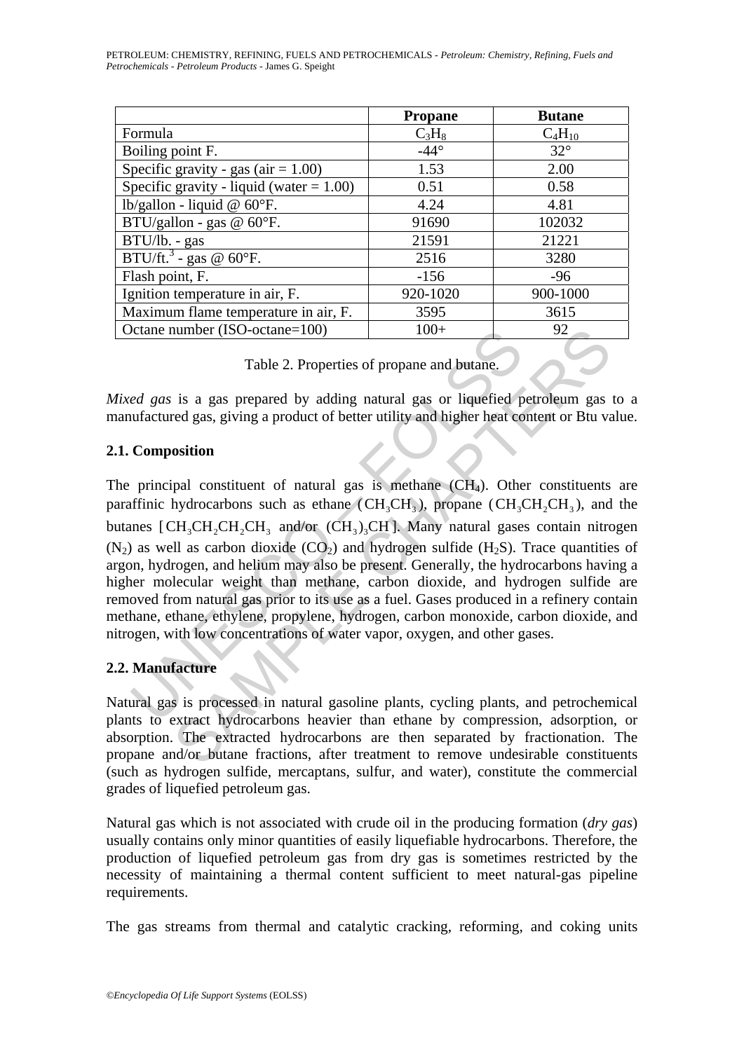| | Propane | Butane |
|---|---|---|
| Formula | $C_3H_8$ | $C_4H_{10}$ |
| Boiling point F. | -44° | 32° |
| Specific gravity - gas (air = 1.00) | 1.53 | 2.00 |
| Specific gravity - liquid (water = 1.00) | 0.51 | 0.58 |
| lb/gallon - liquid @ 60°F. | 4.24 | 4.81 |
| BTU/gallon - gas @ 60°F. | 91690 | 102032 |
| BTU/lb. - gas | 21591 | 21221 |
| BTU/ft.$^3$ - gas @ 60°F. | 2516 | 3280 |
| Flash point, F. | -156 | -96 |
| Ignition temperature in air, F. | 920-1020 | 900-1000 |
| Maximum flame temperature in air, F. | 3595 | 3615 |
| Octane number (ISO-octane=100) | 100+ | 92 |

Table 2. Properties of propane and butane.

*Mixed gas* is a gas prepared by adding natural gas or liquefied petroleum gas to a manufactured gas, giving a product of better utility and higher heat content or Btu value.

## 2.1. Composition

The principal constituent of natural gas is methane ($CH_4$). Other constituents are paraffinic hydrocarbons such as ethane ($CH_3CH_3$), propane ($CH_3CH_2CH_3$), and the butanes [$CH_3CH_2CH_2CH_3$ and/or $(CH_3)_3CH$]. Many natural gases contain nitrogen ($N_2$) as well as carbon dioxide ($CO_2$) and hydrogen sulfide ($H_2S$). Trace quantities of argon, hydrogen, and helium may also be present. Generally, the hydrocarbons having a higher molecular weight than methane, carbon dioxide, and hydrogen sulfide are removed from natural gas prior to its use as a fuel. Gases produced in a refinery contain methane, ethane, ethylene, propylene, hydrogen, carbon monoxide, carbon dioxide, and nitrogen, with low concentrations of water vapor, oxygen, and other gases.

## 2.2. Manufacture

Natural gas is processed in natural gasoline plants, cycling plants, and petrochemical plants to extract hydrocarbons heavier than ethane by compression, adsorption, or absorption. The extracted hydrocarbons are then separated by fractionation. The propane and/or butane fractions, after treatment to remove undesirable constituents (such as hydrogen sulfide, mercaptans, sulfur, and water), constitute the commercial grades of liquefied petroleum gas.

Natural gas which is not associated with crude oil in the producing formation (*dry gas*) usually contains only minor quantities of easily liquefiable hydrocarbons. Therefore, the production of liquefied petroleum gas from dry gas is sometimes restricted by the necessity of maintaining a thermal content sufficient to meet natural-gas pipeline requirements.

The gas streams from thermal and catalytic cracking, reforming, and coking units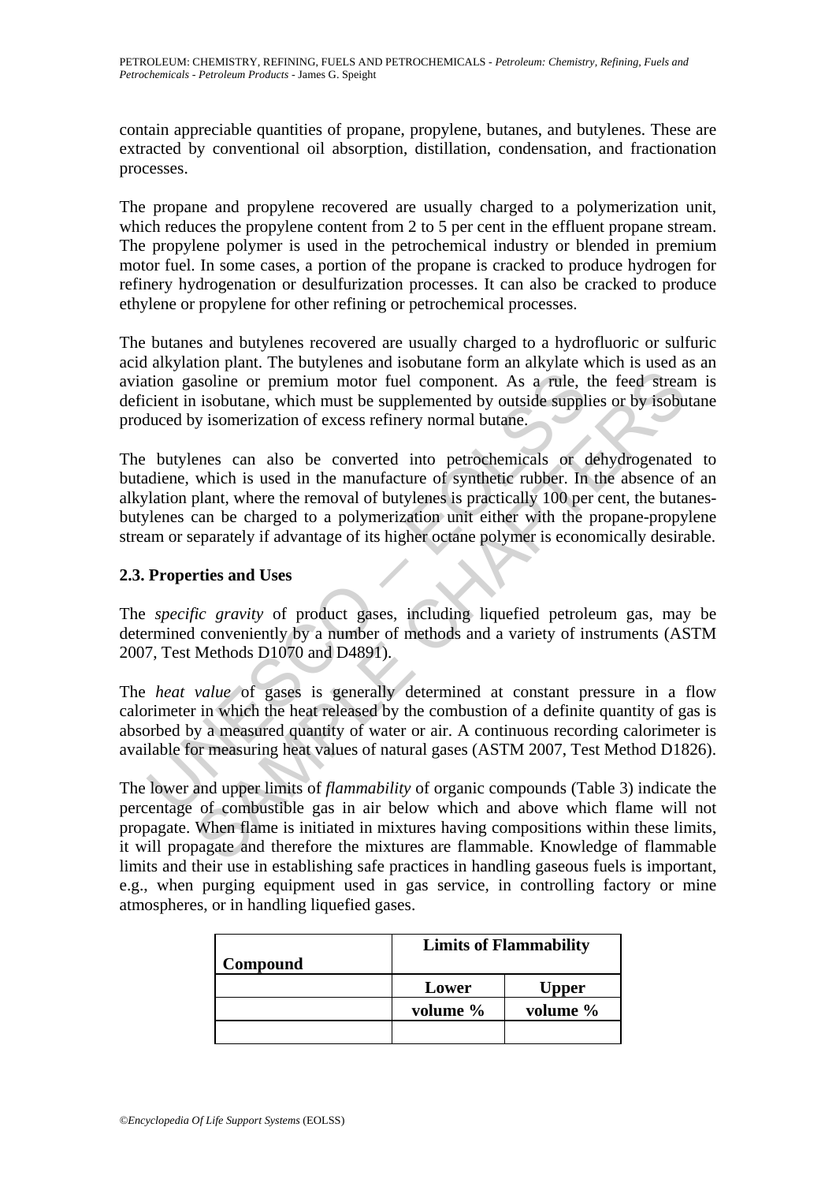contain appreciable quantities of propane, propylene, butanes, and butylenes. These are extracted by conventional oil absorption, distillation, condensation, and fractionation processes.

The propane and propylene recovered are usually charged to a polymerization unit, which reduces the propylene content from 2 to 5 per cent in the effluent propane stream. The propylene polymer is used in the petrochemical industry or blended in premium motor fuel. In some cases, a portion of the propane is cracked to produce hydrogen for refinery hydrogenation or desulfurization processes. It can also be cracked to produce ethylene or propylene for other refining or petrochemical processes.

The butanes and butylenes recovered are usually charged to a hydrofluoric or sulfuric acid alkylation plant. The butylenes and isobutane form an alkylate which is used as an aviation gasoline or premium motor fuel component. As a rule, the feed stream is deficient in isobutane, which must be supplemented by outside supplies or by isobutane produced by isomerization of excess refinery normal butane.

The butylenes can also be converted into petrochemicals or dehydrogenated to butadiene, which is used in the manufacture of synthetic rubber. In the absence of an alkylation plant, where the removal of butylenes is practically 100 per cent, the butanes-butylenes can be charged to a polymerization unit either with the propane-propylene stream or separately if advantage of its higher octane polymer is economically desirable.

### 2.3. Properties and Uses

The *specific gravity* of product gases, including liquefied petroleum gas, may be determined conveniently by a number of methods and a variety of instruments (ASTM 2007, Test Methods D1070 and D4891).

The *heat value* of gases is generally determined at constant pressure in a flow calorimeter in which the heat released by the combustion of a definite quantity of gas is absorbed by a measured quantity of water or air. A continuous recording calorimeter is available for measuring heat values of natural gases (ASTM 2007, Test Method D1826).

The lower and upper limits of *flammability* of organic compounds (Table 3) indicate the percentage of combustible gas in air below which and above which flame will not propagate. When flame is initiated in mixtures having compositions within these limits, it will propagate and therefore the mixtures are flammable. Knowledge of flammable limits and their use in establishing safe practices in handling gaseous fuels is important, e.g., when purging equipment used in gas service, in controlling factory or mine atmospheres, or in handling liquefied gases.

| Compound | Limits of Flammability | |
|---|---|---|
| | Lower | Upper |
| | volume % | volume % |
| | | |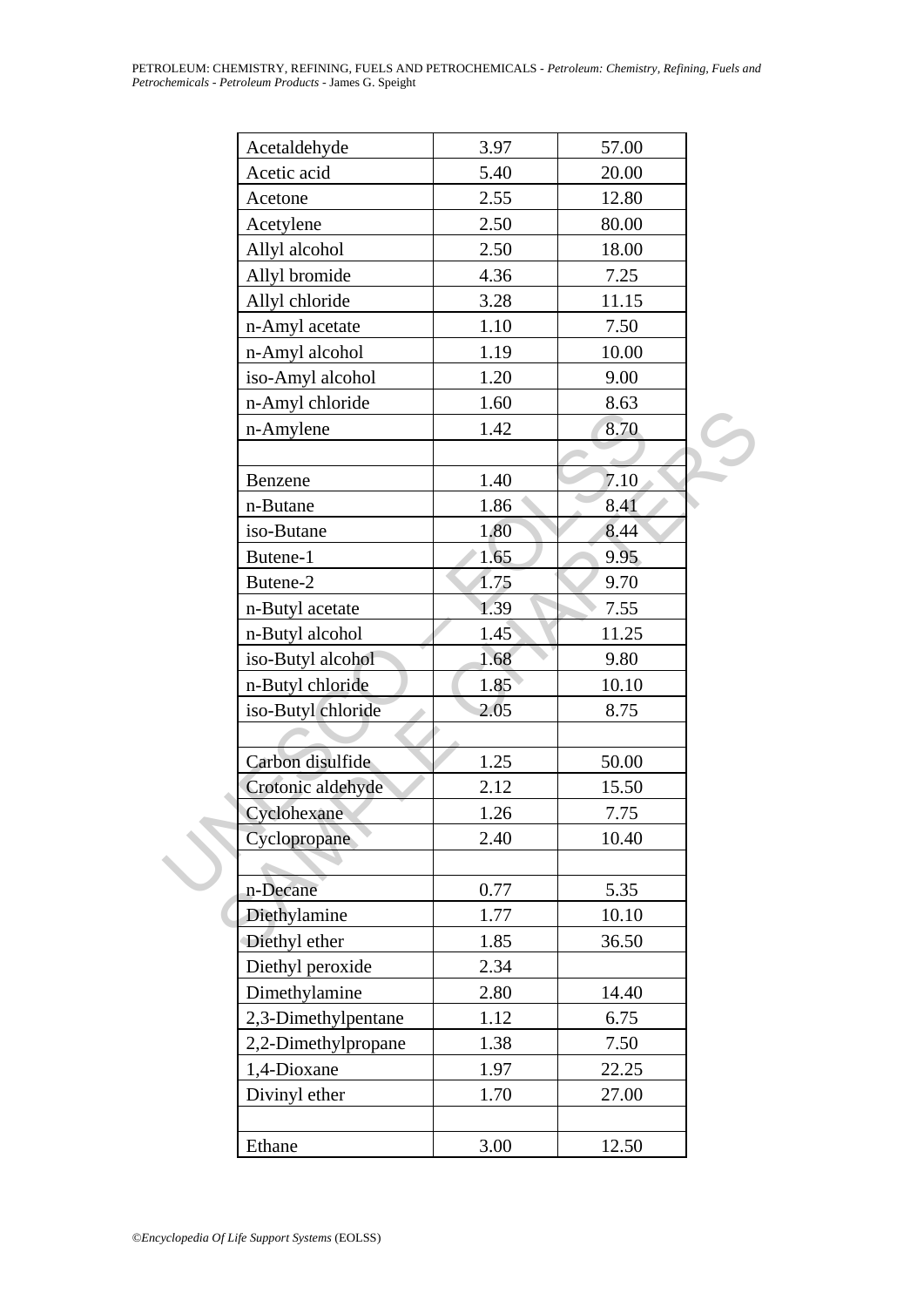| | | |
|---|---|---|
| Acetaldehyde | 3.97 | 57.00 |
| Acetic acid | 5.40 | 20.00 |
| Acetone | 2.55 | 12.80 |
| Acetylene | 2.50 | 80.00 |
| Allyl alcohol | 2.50 | 18.00 |
| Allyl bromide | 4.36 | 7.25 |
| Allyl chloride | 3.28 | 11.15 |
| n-Amyl acetate | 1.10 | 7.50 |
| n-Amyl alcohol | 1.19 | 10.00 |
| iso-Amyl alcohol | 1.20 | 9.00 |
| n-Amyl chloride | 1.60 | 8.63 |
| n-Amylene | 1.42 | 8.70 |
| | | |
| Benzene | 1.40 | 7.10 |
| n-Butane | 1.86 | 8.41 |
| iso-Butane | 1.80 | 8.44 |
| Butene-1 | 1.65 | 9.95 |
| Butene-2 | 1.75 | 9.70 |
| n-Butyl acetate | 1.39 | 7.55 |
| n-Butyl alcohol | 1.45 | 11.25 |
| iso-Butyl alcohol | 1.68 | 9.80 |
| n-Butyl chloride | 1.85 | 10.10 |
| iso-Butyl chloride | 2.05 | 8.75 |
| | | |
| Carbon disulfide | 1.25 | 50.00 |
| Crotonic aldehyde | 2.12 | 15.50 |
| Cyclohexane | 1.26 | 7.75 |
| Cyclopropane | 2.40 | 10.40 |
| | | |
| n-Decane | 0.77 | 5.35 |
| Diethylamine | 1.77 | 10.10 |
| Diethyl ether | 1.85 | 36.50 |
| Diethyl peroxide | 2.34 | |
| Dimethylamine | 2.80 | 14.40 |
| 2,3-Dimethylpentane | 1.12 | 6.75 |
| 2,2-Dimethylpropane | 1.38 | 7.50 |
| 1,4-Dioxane | 1.97 | 22.25 |
| Divinyl ether | 1.70 | 27.00 |
| | | |
| Ethane | 3.00 | 12.50 |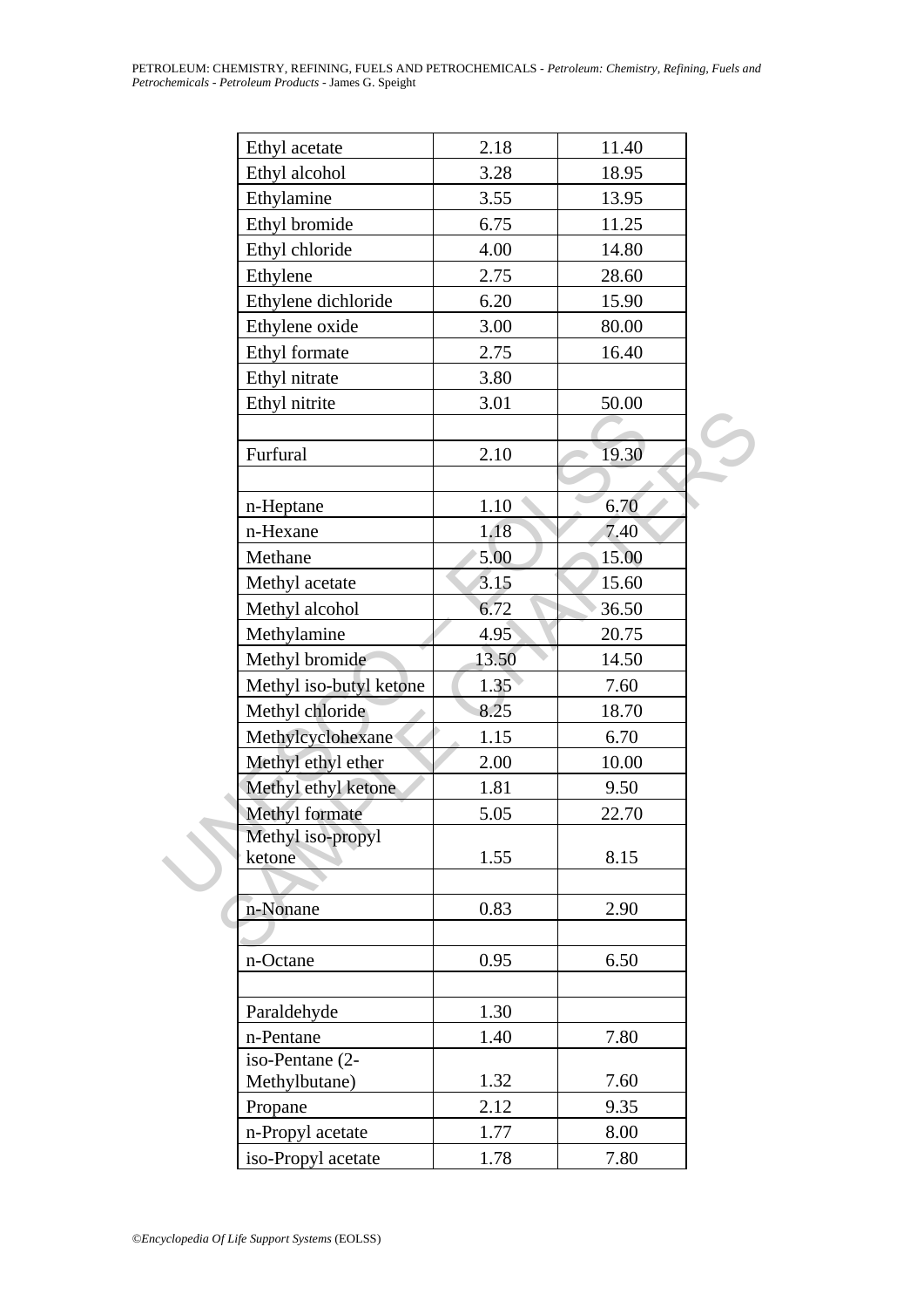| | | |
|---|---|---|
| Ethyl acetate | 2.18 | 11.40 |
| Ethyl alcohol | 3.28 | 18.95 |
| Ethylamine | 3.55 | 13.95 |
| Ethyl bromide | 6.75 | 11.25 |
| Ethyl chloride | 4.00 | 14.80 |
| Ethylene | 2.75 | 28.60 |
| Ethylene dichloride | 6.20 | 15.90 |
| Ethylene oxide | 3.00 | 80.00 |
| Ethyl formate | 2.75 | 16.40 |
| Ethyl nitrate | 3.80 | |
| Ethyl nitrite | 3.01 | 50.00 |
| | | |
| Furfural | 2.10 | 19.30 |
| | | |
| n-Heptane | 1.10 | 6.70 |
| n-Hexane | 1.18 | 7.40 |
| Methane | 5.00 | 15.00 |
| Methyl acetate | 3.15 | 15.60 |
| Methyl alcohol | 6.72 | 36.50 |
| Methylamine | 4.95 | 20.75 |
| Methyl bromide | 13.50 | 14.50 |
| Methyl iso-butyl ketone | 1.35 | 7.60 |
| Methyl chloride | 8.25 | 18.70 |
| Methylcyclohexane | 1.15 | 6.70 |
| Methyl ethyl ether | 2.00 | 10.00 |
| Methyl ethyl ketone | 1.81 | 9.50 |
| Methyl formate | 5.05 | 22.70 |
| Methyl iso-propyl ketone | 1.55 | 8.15 |
| | | |
| n-Nonane | 0.83 | 2.90 |
| | | |
| n-Octane | 0.95 | 6.50 |
| | | |
| Paraldehyde | 1.30 | |
| n-Pentane | 1.40 | 7.80 |
| iso-Pentane (2-Methylbutane) | 1.32 | 7.60 |
| Propane | 2.12 | 9.35 |
| n-Propyl acetate | 1.77 | 8.00 |
| iso-Propyl acetate | 1.78 | 7.80 |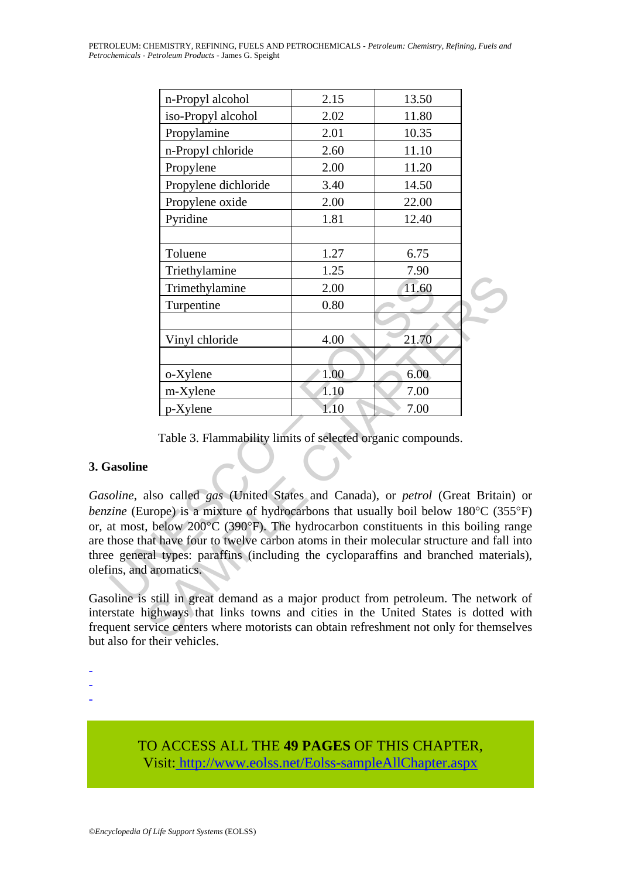| | | |
|---|---|---|
| n-Propyl alcohol | 2.15 | 13.50 |
| iso-Propyl alcohol | 2.02 | 11.80 |
| Propylamine | 2.01 | 10.35 |
| n-Propyl chloride | 2.60 | 11.10 |
| Propylene | 2.00 | 11.20 |
| Propylene dichloride | 3.40 | 14.50 |
| Propylene oxide | 2.00 | 22.00 |
| Pyridine | 1.81 | 12.40 |
| | | |
| Toluene | 1.27 | 6.75 |
| Triethylamine | 1.25 | 7.90 |
| Trimethylamine | 2.00 | 11.60 |
| Turpentine | 0.80 | |
| | | |
| Vinyl chloride | 4.00 | 21.70 |
| | | |
| o-Xylene | 1.00 | 6.00 |
| m-Xylene | 1.10 | 7.00 |
| p-Xylene | 1.10 | 7.00 |

Table 3. Flammability limits of selected organic compounds.

## 3. Gasoline

*Gasoline*, also called *gas* (United States and Canada), or *petrol* (Great Britain) or *benzine* (Europe) is a mixture of hydrocarbons that usually boil below 180°C (355°F) or, at most, below 200°C (390°F). The hydrocarbon constituents in this boiling range are those that have four to twelve carbon atoms in their molecular structure and fall into three general types: paraffins (including the cycloparaffins and branched materials), olefins, and aromatics.

Gasoline is still in great demand as a major product from petroleum. The network of interstate highways that links towns and cities in the United States is dotted with frequent service centers where motorists can obtain refreshment not only for themselves but also for their vehicles.

-
-
-

TO ACCESS ALL THE **49 PAGES** OF THIS CHAPTER,
Visit: http://www.eolss.net/Eolss-sampleAllChapter.aspx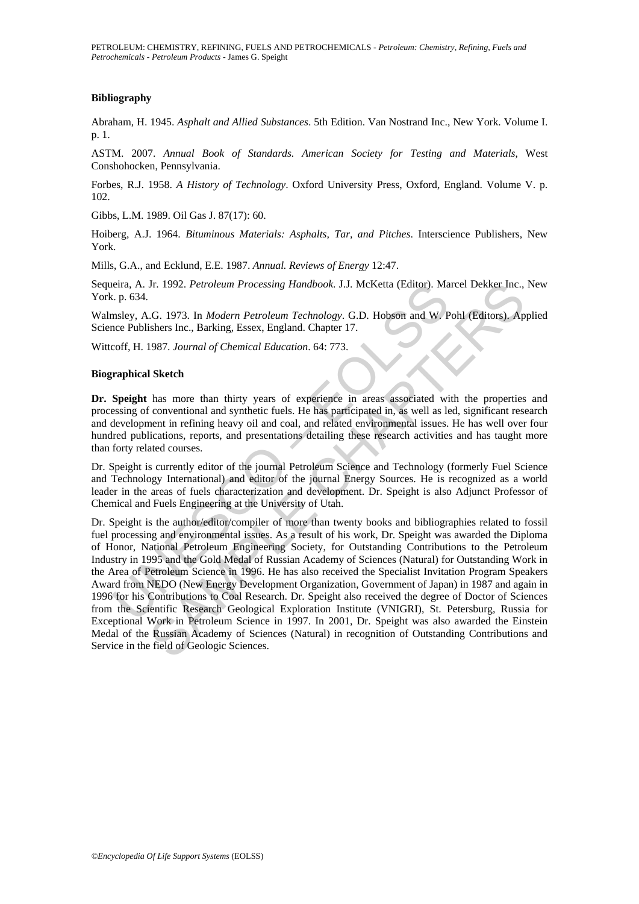### Bibliography

Abraham, H. 1945. *Asphalt and Allied Substances*. 5th Edition. Van Nostrand Inc., New York. Volume I. p. 1.

ASTM. 2007. *Annual Book of Standards. American Society for Testing and Materials*, West Conshohocken, Pennsylvania.

Forbes, R.J. 1958. *A History of Technology*. Oxford University Press, Oxford, England. Volume V. p. 102.

Gibbs, L.M. 1989. Oil Gas J. 87(17): 60.

Hoiberg, A.J. 1964. *Bituminous Materials: Asphalts, Tar, and Pitches*. Interscience Publishers, New York.

Mills, G.A., and Ecklund, E.E. 1987. *Annual. Reviews of Energy* 12:47.

Sequeira, A. Jr. 1992. *Petroleum Processing Handbook*. J.J. McKetta (Editor). Marcel Dekker Inc., New York. p. 634.

Walmsley, A.G. 1973. In *Modern Petroleum Technology*. G.D. Hobson and W. Pohl (Editors). Applied Science Publishers Inc., Barking, Essex, England. Chapter 17.

Wittcoff, H. 1987. *Journal of Chemical Education*. 64: 773.

### Biographical Sketch

**Dr. Speight** has more than thirty years of experience in areas associated with the properties and processing of conventional and synthetic fuels. He has participated in, as well as led, significant research and development in refining heavy oil and coal, and related environmental issues. He has well over four hundred publications, reports, and presentations detailing these research activities and has taught more than forty related courses.

Dr. Speight is currently editor of the journal Petroleum Science and Technology (formerly Fuel Science and Technology International) and editor of the journal Energy Sources. He is recognized as a world leader in the areas of fuels characterization and development. Dr. Speight is also Adjunct Professor of Chemical and Fuels Engineering at the University of Utah.

Dr. Speight is the author/editor/compiler of more than twenty books and bibliographies related to fossil fuel processing and environmental issues. As a result of his work, Dr. Speight was awarded the Diploma of Honor, National Petroleum Engineering Society, for Outstanding Contributions to the Petroleum Industry in 1995 and the Gold Medal of Russian Academy of Sciences (Natural) for Outstanding Work in the Area of Petroleum Science in 1996. He has also received the Specialist Invitation Program Speakers Award from NEDO (New Energy Development Organization, Government of Japan) in 1987 and again in 1996 for his Contributions to Coal Research. Dr. Speight also received the degree of Doctor of Sciences from the Scientific Research Geological Exploration Institute (VNIGRI), St. Petersburg, Russia for Exceptional Work in Petroleum Science in 1997. In 2001, Dr. Speight was also awarded the Einstein Medal of the Russian Academy of Sciences (Natural) in recognition of Outstanding Contributions and Service in the field of Geologic Sciences.